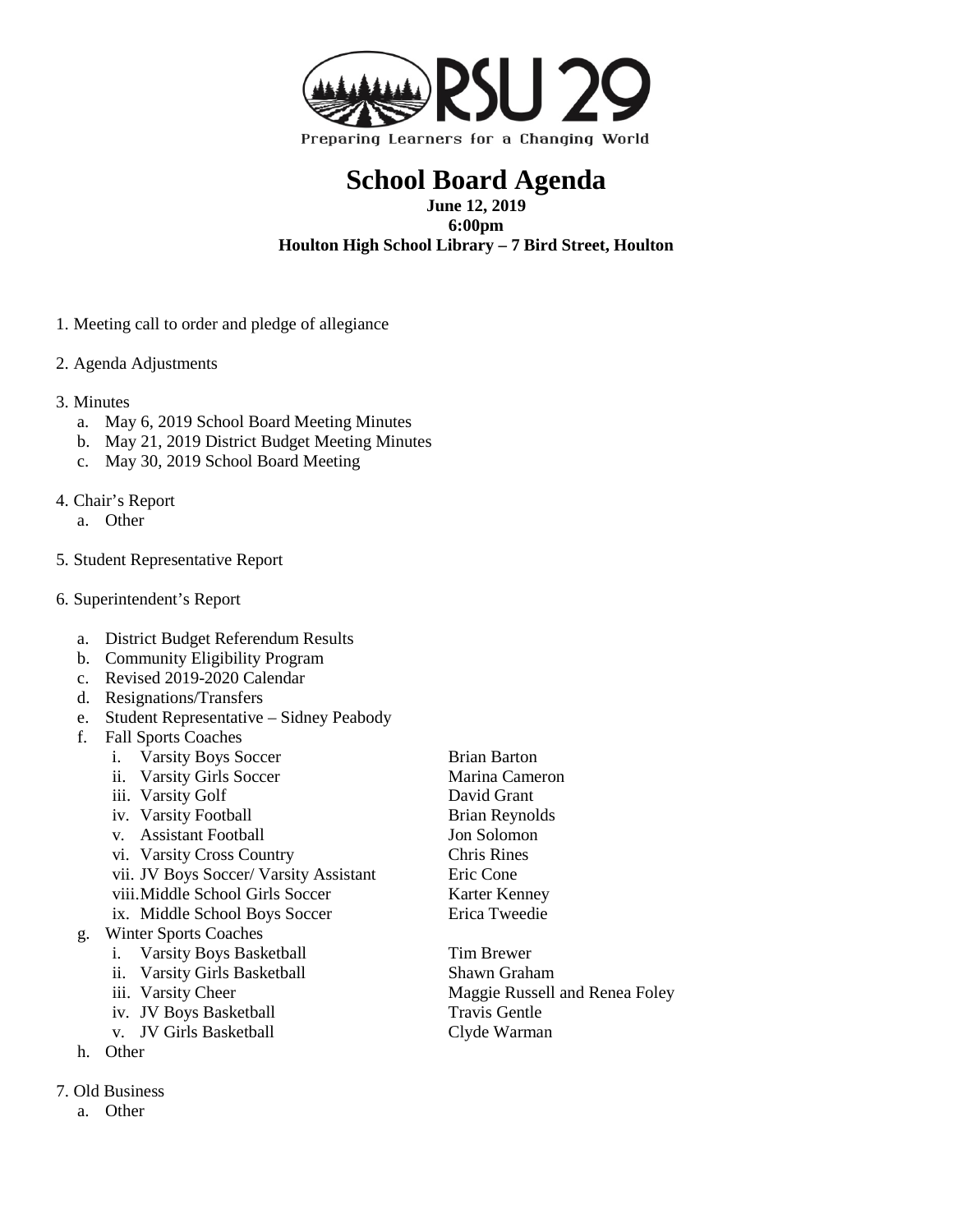RSU 29

Preparing Learners for a Changing World

# School Board Agenda

**June 12, 2019**
**6:00pm**
**Houlton High School Library – 7 Bird Street, Houlton**

1. Meeting call to order and pledge of allegiance

2. Agenda Adjustments

3. Minutes
   a. May 6, 2019 School Board Meeting Minutes
   b. May 21, 2019 District Budget Meeting Minutes
   c. May 30, 2019 School Board Meeting

4. Chair's Report
   a. Other

5. Student Representative Report

6. Superintendent's Report
   a. District Budget Referendum Results
   b. Community Eligibility Program
   c. Revised 2019-2020 Calendar
   d. Resignations/Transfers
   e. Student Representative – Sidney Peabody
   f. Fall Sports Coaches
      i. Varsity Boys Soccer — Brian Barton
      ii. Varsity Girls Soccer — Marina Cameron
      iii. Varsity Golf — David Grant
      iv. Varsity Football — Brian Reynolds
      v. Assistant Football — Jon Solomon
      vi. Varsity Cross Country — Chris Rines
      vii. JV Boys Soccer/ Varsity Assistant — Eric Cone
      viii. Middle School Girls Soccer — Karter Kenney
      ix. Middle School Boys Soccer — Erica Tweedie
   g. Winter Sports Coaches
      i. Varsity Boys Basketball — Tim Brewer
      ii. Varsity Girls Basketball — Shawn Graham
      iii. Varsity Cheer — Maggie Russell and Renea Foley
      iv. JV Boys Basketball — Travis Gentle
      v. JV Girls Basketball — Clyde Warman
   h. Other

7. Old Business
   a. Other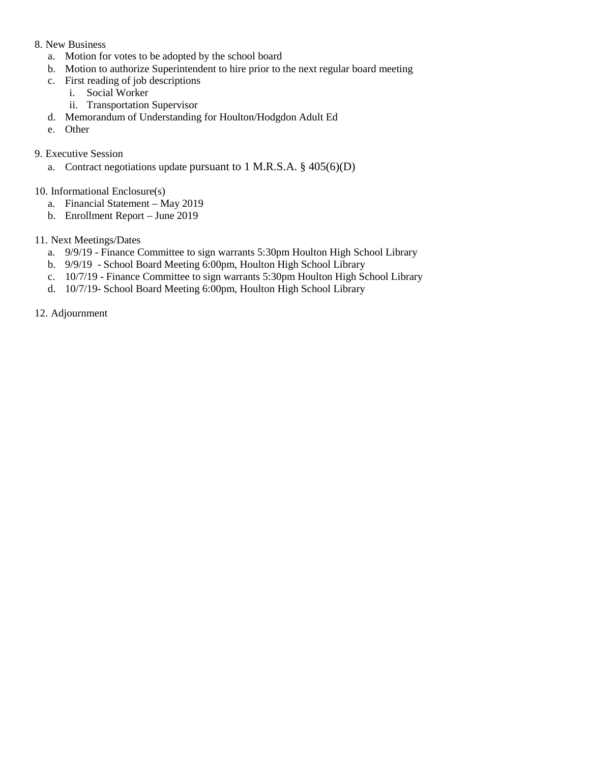8. New Business
   a. Motion for votes to be adopted by the school board
   b. Motion to authorize Superintendent to hire prior to the next regular board meeting
   c. First reading of job descriptions
      i. Social Worker
      ii. Transportation Supervisor
   d. Memorandum of Understanding for Houlton/Hodgdon Adult Ed
   e. Other

9. Executive Session
   a. Contract negotiations update pursuant to 1 M.R.S.A. § 405(6)(D)

10. Informational Enclosure(s)
    a. Financial Statement – May 2019
    b. Enrollment Report – June 2019

11. Next Meetings/Dates
    a. 9/9/19 - Finance Committee to sign warrants 5:30pm Houlton High School Library
    b. 9/9/19 - School Board Meeting 6:00pm, Houlton High School Library
    c. 10/7/19 - Finance Committee to sign warrants 5:30pm Houlton High School Library
    d. 10/7/19- School Board Meeting 6:00pm, Houlton High School Library

12. Adjournment